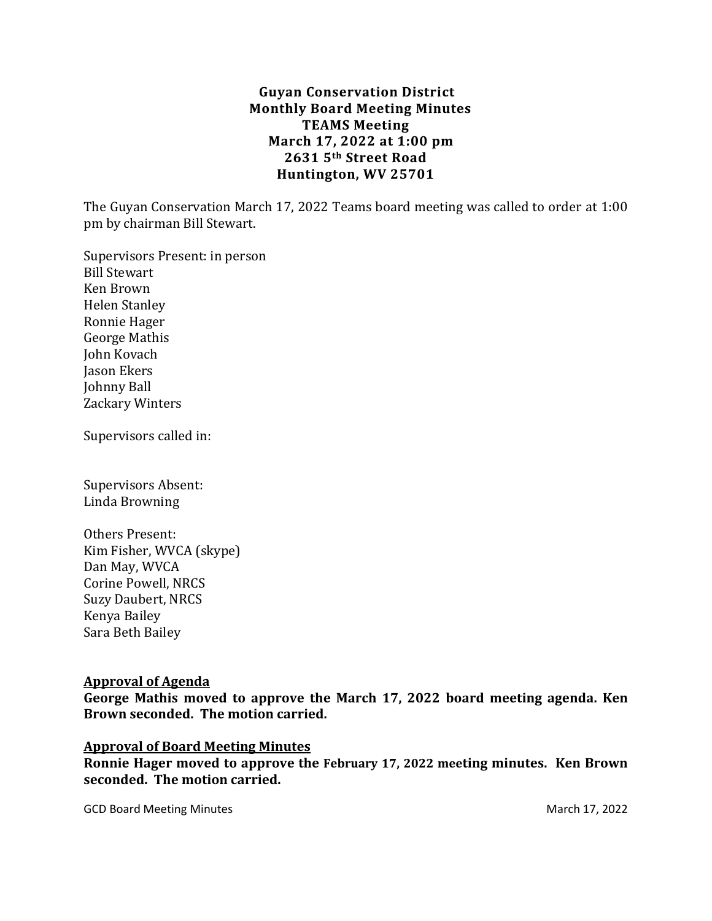# Guyan Conservation District
## Monthly Board Meeting Minutes
### TEAMS Meeting
### March 17, 2022 at 1:00 pm
### 2631 5th Street Road
### Huntington, WV 25701

The Guyan Conservation March 17, 2022 Teams board meeting was called to order at 1:00 pm by chairman Bill Stewart.

Supervisors Present: in person
Bill Stewart
Ken Brown
Helen Stanley
Ronnie Hager
George Mathis
John Kovach
Jason Ekers
Johnny Ball
Zackary Winters

Supervisors called in:

Supervisors Absent:
Linda Browning

Others Present:
Kim Fisher, WVCA (skype)
Dan May, WVCA
Corine Powell, NRCS
Suzy Daubert, NRCS
Kenya Bailey
Sara Beth Bailey

**Approval of Agenda**

**George Mathis moved to approve the March 17, 2022 board meeting agenda. Ken Brown seconded. The motion carried.**

**Approval of Board Meeting Minutes**

**Ronnie Hager moved to approve the February 17, 2022 meeting minutes. Ken Brown seconded. The motion carried.**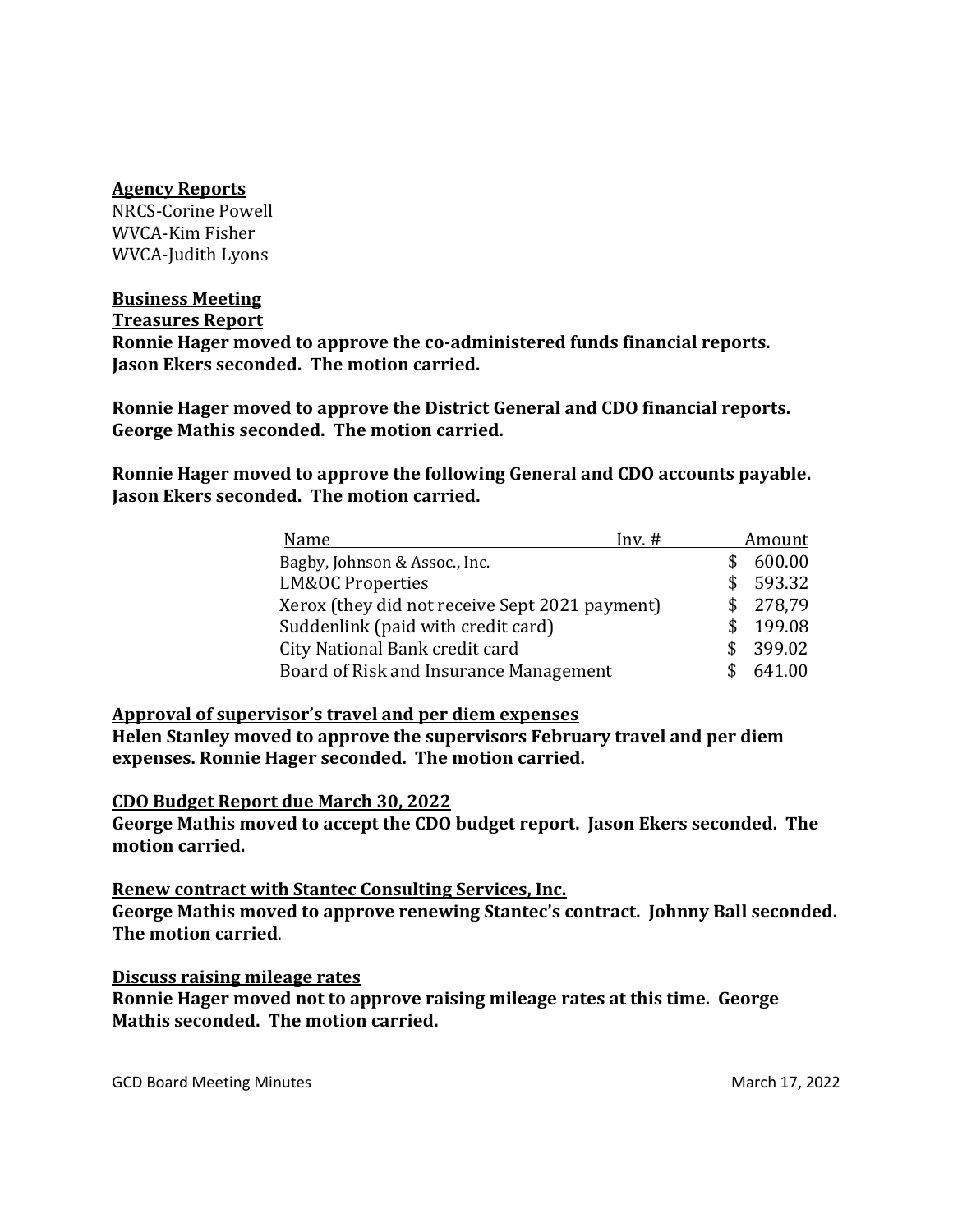**Agency Reports**

NRCS-Corine Powell
WVCA-Kim Fisher
WVCA-Judith Lyons

**Business Meeting**

**Treasures Report**

**Ronnie Hager moved to approve the co-administered funds financial reports. Jason Ekers seconded. The motion carried.**

**Ronnie Hager moved to approve the District General and CDO financial reports. George Mathis seconded. The motion carried.**

**Ronnie Hager moved to approve the following General and CDO accounts payable. Jason Ekers seconded. The motion carried.**

| Name | Inv. # | Amount |
|---|---|---|
| Bagby, Johnson & Assoc., Inc. | | $ 600.00 |
| LM&OC Properties | | $ 593.32 |
| Xerox (they did not receive Sept 2021 payment) | | $ 278,79 |
| Suddenlink (paid with credit card) | | $ 199.08 |
| City National Bank credit card | | $ 399.02 |
| Board of Risk and Insurance Management | | $ 641.00 |

**Approval of supervisor's travel and per diem expenses**

**Helen Stanley moved to approve the supervisors February travel and per diem expenses. Ronnie Hager seconded. The motion carried.**

**CDO Budget Report due March 30, 2022**

**George Mathis moved to accept the CDO budget report. Jason Ekers seconded. The motion carried.**

**Renew contract with Stantec Consulting Services, Inc.**

**George Mathis moved to approve renewing Stantec's contract. Johnny Ball seconded. The motion carried.**

**Discuss raising mileage rates**

**Ronnie Hager moved not to approve raising mileage rates at this time. George Mathis seconded. The motion carried.**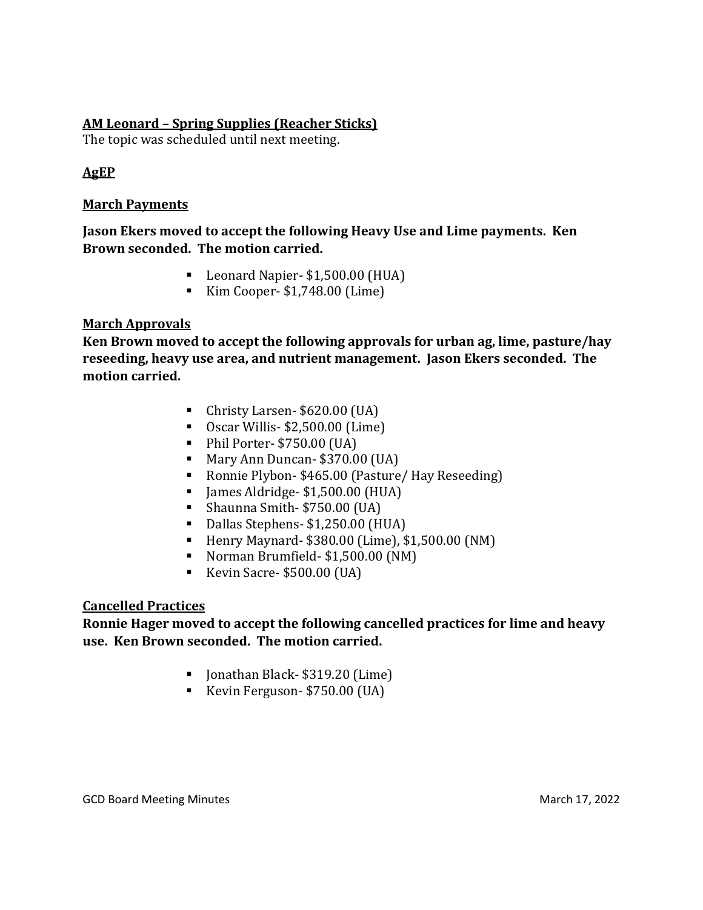**<u>AM Leonard – Spring Supplies (Reacher Sticks)</u>**

The topic was scheduled until next meeting.

**<u>AgEP</u>**

**<u>March Payments</u>**

**Jason Ekers moved to accept the following Heavy Use and Lime payments. Ken Brown seconded. The motion carried.**

- Leonard Napier- $1,500.00 (HUA)
- Kim Cooper- $1,748.00 (Lime)

**<u>March Approvals</u>**

**Ken Brown moved to accept the following approvals for urban ag, lime, pasture/hay reseeding, heavy use area, and nutrient management. Jason Ekers seconded. The motion carried.**

- Christy Larsen- $620.00 (UA)
- Oscar Willis- $2,500.00 (Lime)
- Phil Porter- $750.00 (UA)
- Mary Ann Duncan- $370.00 (UA)
- Ronnie Plybon- $465.00 (Pasture/ Hay Reseeding)
- James Aldridge- $1,500.00 (HUA)
- Shaunna Smith- $750.00 (UA)
- Dallas Stephens- $1,250.00 (HUA)
- Henry Maynard- $380.00 (Lime), $1,500.00 (NM)
- Norman Brumfield- $1,500.00 (NM)
- Kevin Sacre- $500.00 (UA)

**<u>Cancelled Practices</u>**

**Ronnie Hager moved to accept the following cancelled practices for lime and heavy use. Ken Brown seconded. The motion carried.**

- Jonathan Black- $319.20 (Lime)
- Kevin Ferguson- $750.00 (UA)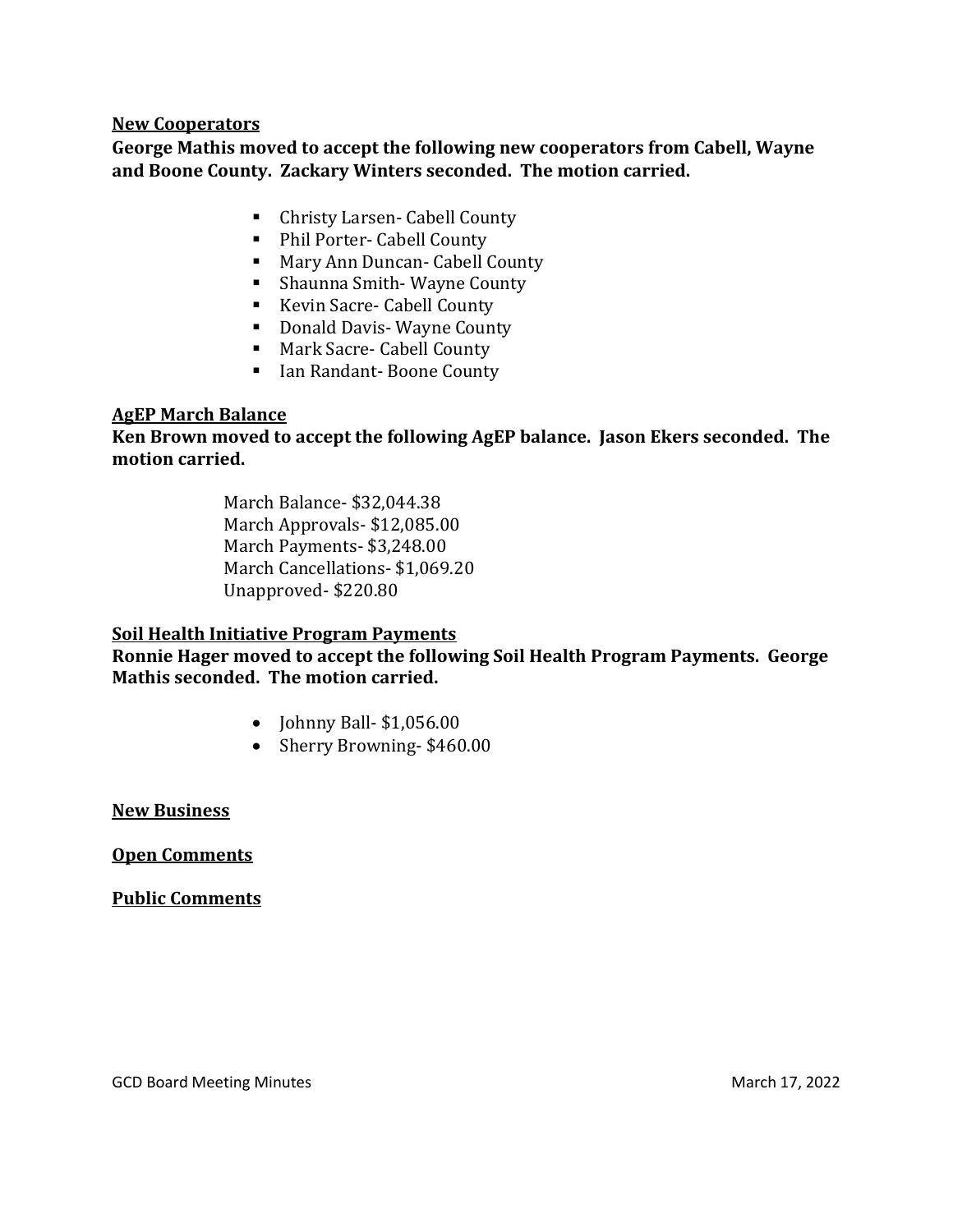**New Cooperators**

**George Mathis moved to accept the following new cooperators from Cabell, Wayne and Boone County. Zackary Winters seconded. The motion carried.**

- Christy Larsen- Cabell County
- Phil Porter- Cabell County
- Mary Ann Duncan- Cabell County
- Shaunna Smith- Wayne County
- Kevin Sacre- Cabell County
- Donald Davis- Wayne County
- Mark Sacre- Cabell County
- Ian Randant- Boone County

**AgEP March Balance**

**Ken Brown moved to accept the following AgEP balance. Jason Ekers seconded. The motion carried.**

March Balance- $32,044.38
March Approvals- $12,085.00
March Payments- $3,248.00
March Cancellations- $1,069.20
Unapproved- $220.80

**Soil Health Initiative Program Payments**

**Ronnie Hager moved to accept the following Soil Health Program Payments. George Mathis seconded. The motion carried.**

- Johnny Ball- $1,056.00
- Sherry Browning- $460.00

**New Business**

**Open Comments**

**Public Comments**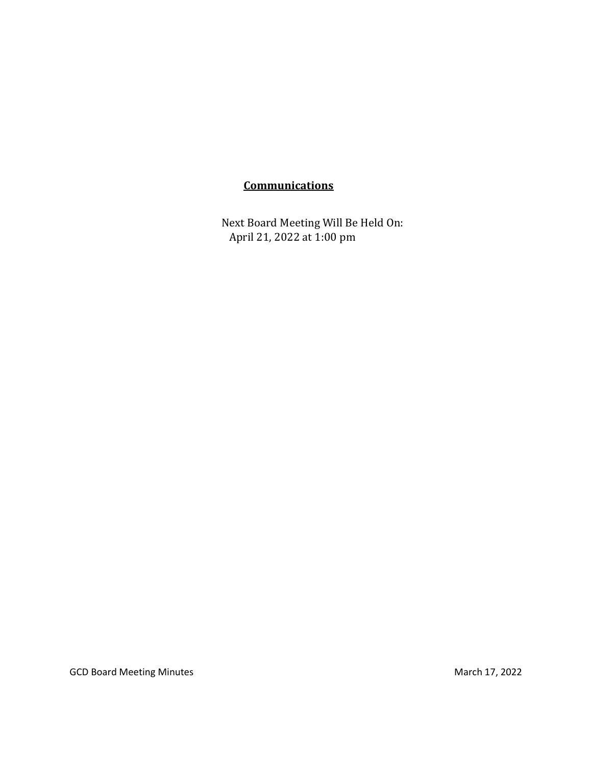**Communications**

Next Board Meeting Will Be Held On:
April 21, 2022 at 1:00 pm